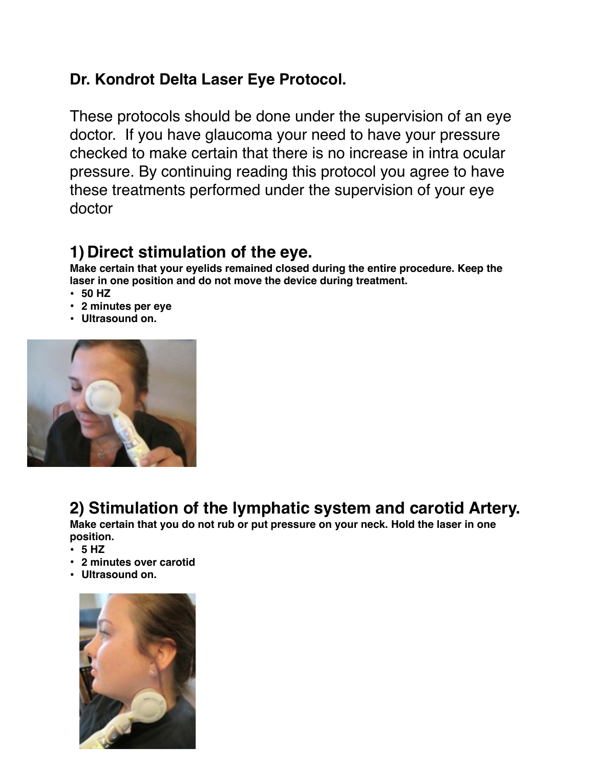# Dr. Kondrot Delta Laser Eye Protocol.

These protocols should be done under the supervision of an eye doctor. If you have glaucoma your need to have your pressure checked to make certain that there is no increase in intra ocular pressure. By continuing reading this protocol you agree to have these treatments performed under the supervision of your eye doctor

## 1) Direct stimulation of the eye.

**Make certain that your eyelids remained closed during the entire procedure. Keep the laser in one position and do not move the device during treatment.**

- **50 HZ**
- **2 minutes per eye**
- **Ultrasound on.**

## 2) Stimulation of the lymphatic system and carotid Artery.

**Make certain that you do not rub or put pressure on your neck. Hold the laser in one position.**

- **5 HZ**
- **2 minutes over carotid**
- **Ultrasound on.**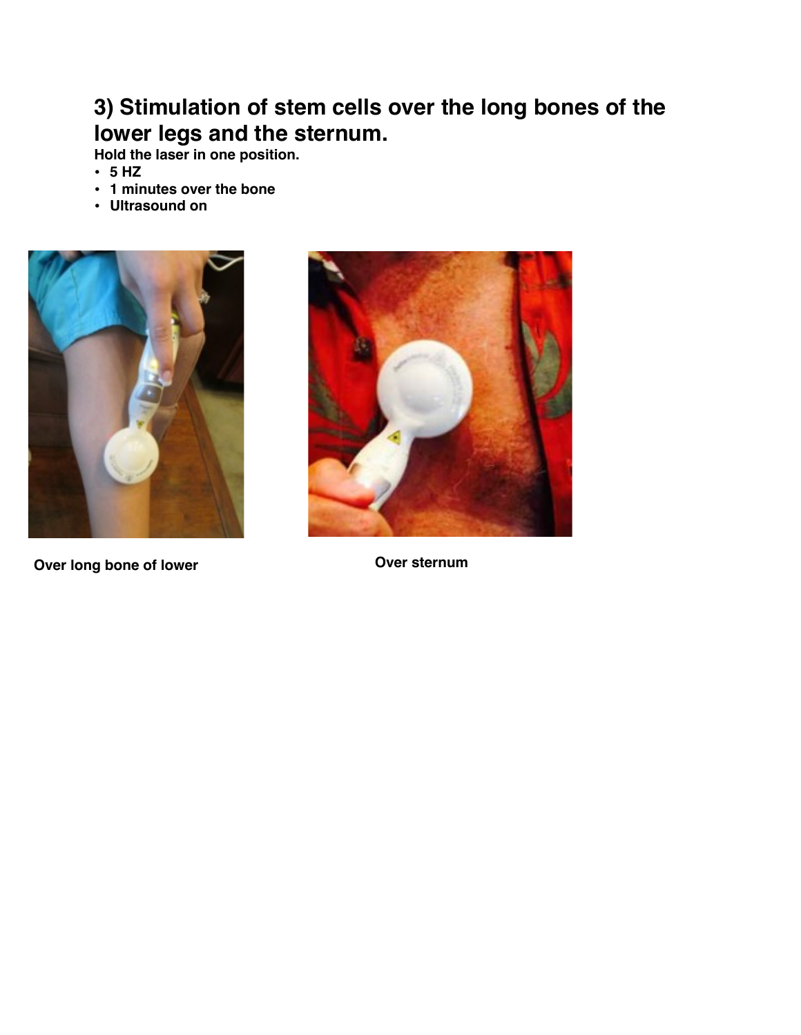## 3) Stimulation of stem cells over the long bones of the lower legs and the sternum.

**Hold the laser in one position.**

- **5 HZ**
- **1 minutes over the bone**
- **Ultrasound on**

**Over long bone of lower**

**Over sternum**